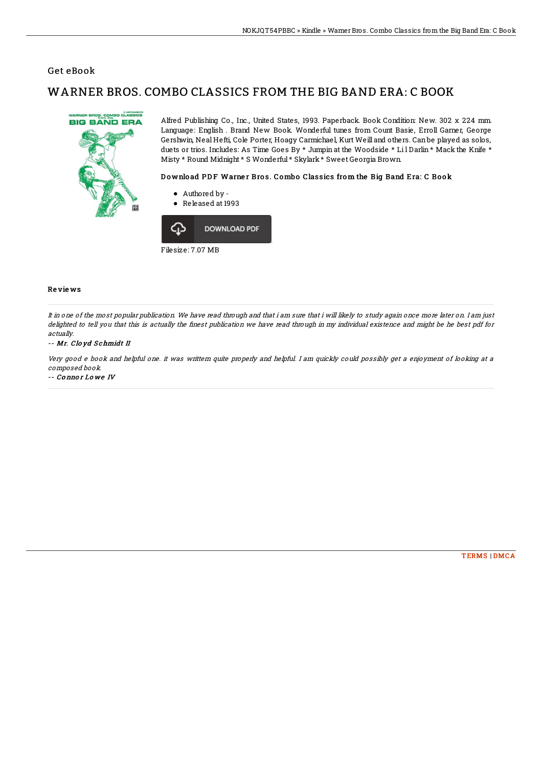## Get eBook

# WARNER BROS. COMBO CLASSICS FROM THE BIG BAND ERA: C BOOK

Alfred Publishing Co., Inc., United States, 1993. Paperback. Book Condition: New. 302 x 224 mm. Language: English . Brand New Book. Wonderful tunes from Count Basie, Erroll Garner, George Gershwin, Neal Hefti, Cole Porter, Hoagy Carmichael, Kurt Weill and others. Can be played as solos, duets or trios. Includes: As Time Goes By * Jumpin at the Woodside * Li l Darlin * Mack the Knife * Misty * Round Midnight * S Wonderful * Skylark * Sweet Georgia Brown.

### Download PDF Warner Bros. Combo Classics from the Big Band Era: C Book

- Authored by -
- Released at 1993

DOWNLOAD PDF

Filesize: 7.07 MB

### Reviews

*It in one of the most popular publication. We have read through and that i am sure that i will likely to study again once more later on. I am just delighted to tell you that this is actually the finest publication we have read through in my individual existence and might be he best pdf for actually.*

*-- Mr. Cloyd Schmidt II*

*Very good e book and helpful one. it was writtern quite properly and helpful. I am quickly could possibly get a enjoyment of looking at a composed book.*

*-- Connor Lowe IV*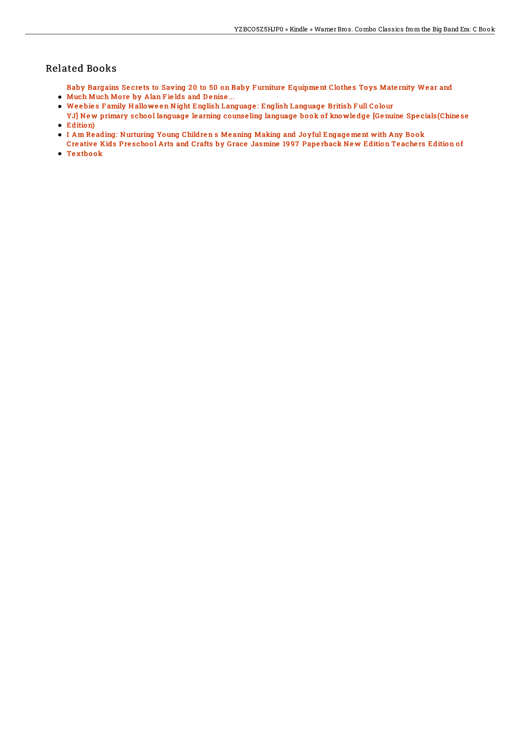## Related Books

- Baby Bargains Secrets to Saving 20 to 50 on Baby Furniture Equipment Clothes Toys Maternity Wear and Much Much More by Alan Fields and Denise...
- Weebies Family Halloween Night English Language: English Language British Full Colour
- YJ] New primary school language learning counseling language book of knowledge [Genuine Specials(Chinese Edition)
- I Am Reading: Nurturing Young Children s Meaning Making and Joyful Engagement with Any Book
- Creative Kids Preschool Arts and Crafts by Grace Jasmine 1997 Paperback New Edition Teachers Edition of Textbook